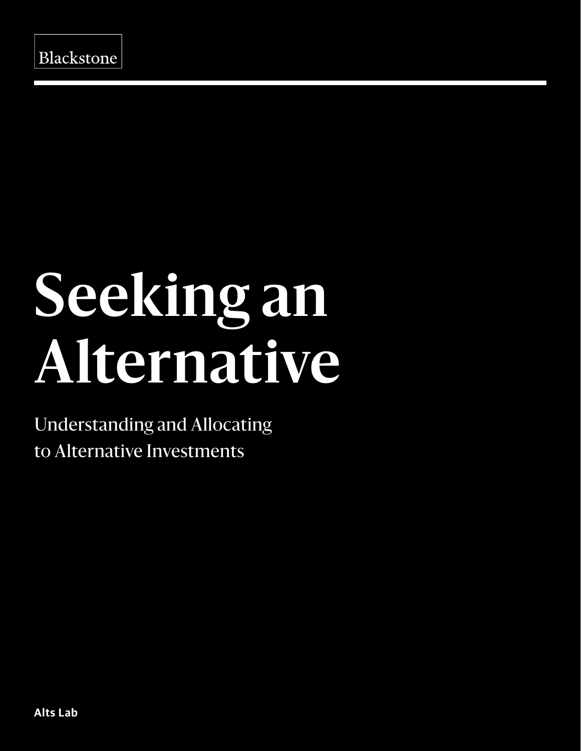Blackstone

# Seeking an Alternative

Understanding and Allocating to Alternative Investments

**Alts Lab**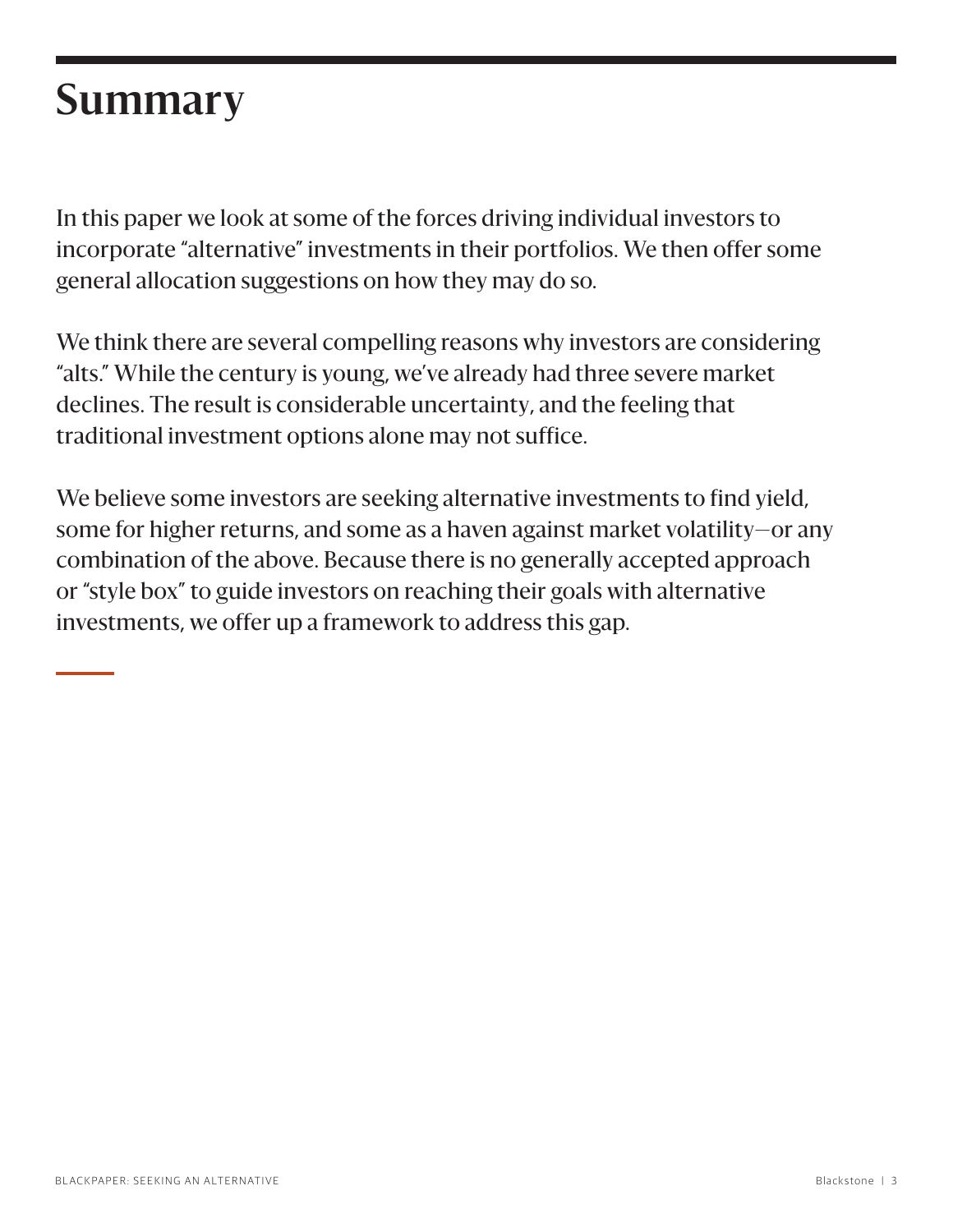# Summary

In this paper we look at some of the forces driving individual investors to incorporate "alternative" investments in their portfolios. We then offer some general allocation suggestions on how they may do so.

We think there are several compelling reasons why investors are considering "alts." While the century is young, we've already had three severe market declines. The result is considerable uncertainty, and the feeling that traditional investment options alone may not suffice.

We believe some investors are seeking alternative investments to find yield, some for higher returns, and some as a haven against market volatility—or any combination of the above. Because there is no generally accepted approach or "style box" to guide investors on reaching their goals with alternative investments, we offer up a framework to address this gap.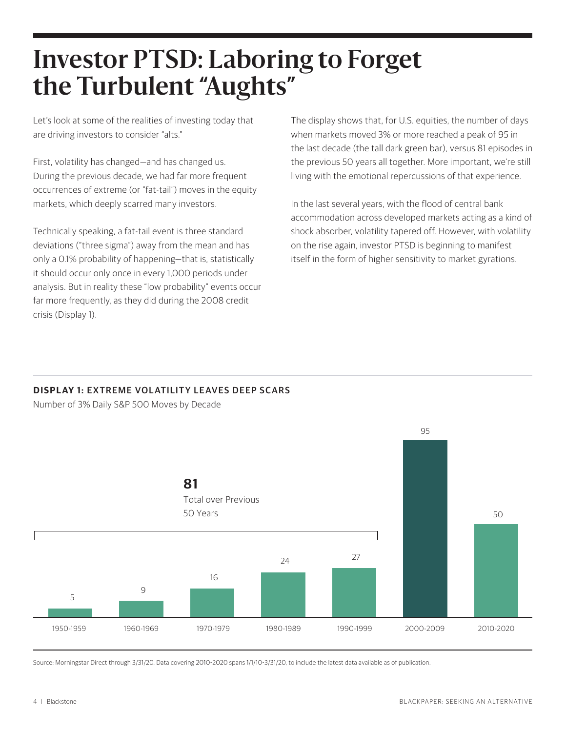# Investor PTSD: Laboring to Forget the Turbulent "Aughts"

Let's look at some of the realities of investing today that are driving investors to consider "alts."

First, volatility has changed—and has changed us. During the previous decade, we had far more frequent occurrences of extreme (or "fat-tail") moves in the equity markets, which deeply scarred many investors.

Technically speaking, a fat-tail event is three standard deviations ("three sigma") away from the mean and has only a 0.1% probability of happening—that is, statistically it should occur only once in every 1,000 periods under analysis. But in reality these "low probability" events occur far more frequently, as they did during the 2008 credit crisis (Display 1).

The display shows that, for U.S. equities, the number of days when markets moved 3% or more reached a peak of 95 in the last decade (the tall dark green bar), versus 81 episodes in the previous 50 years all together. More important, we're still living with the emotional repercussions of that experience.

In the last several years, with the flood of central bank accommodation across developed markets acting as a kind of shock absorber, volatility tapered off. However, with volatility on the rise again, investor PTSD is beginning to manifest itself in the form of higher sensitivity to market gyrations.

**DISPLAY 1: EXTREME VOLATILITY LEAVES DEEP SCARS**

Number of 3% Daily S&P 500 Moves by Decade

| Decade | Number of 3% Daily Moves |
|---|---|
| 1950-1959 | 5 |
| 1960-1969 | 9 |
| 1970-1979 | 16 |
| 1980-1989 | 24 |
| 1990-1999 | 27 |
| 2000-2009 | 95 |
| 2010-2020 | 50 |

**81** Total over Previous 50 Years

Source: Morningstar Direct through 3/31/20. Data covering 2010-2020 spans 1/1/10-3/31/20, to include the latest data available as of publication.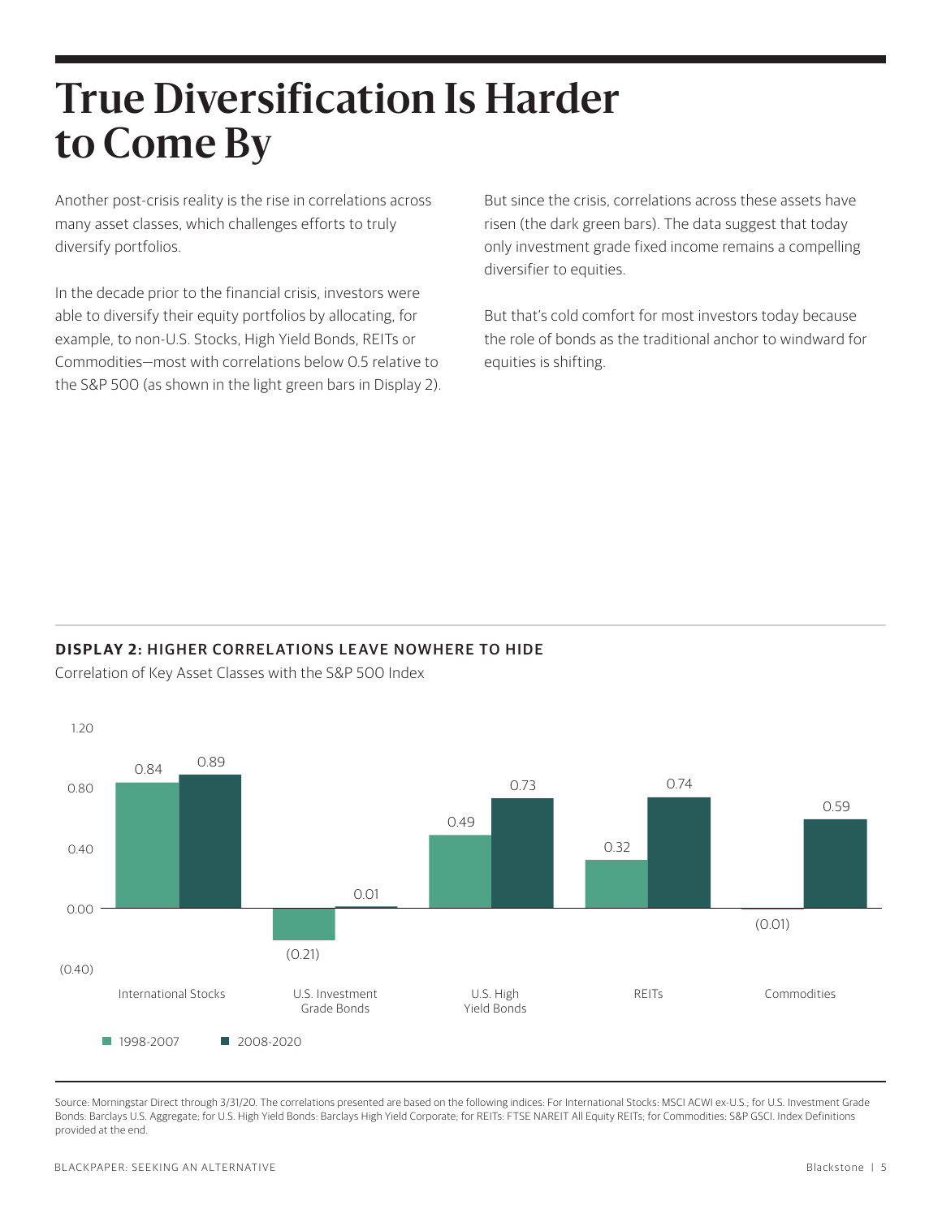# True Diversification Is Harder to Come By

Another post-crisis reality is the rise in correlations across many asset classes, which challenges efforts to truly diversify portfolios.

In the decade prior to the financial crisis, investors were able to diversify their equity portfolios by allocating, for example, to non-U.S. Stocks, High Yield Bonds, REITs or Commodities—most with correlations below 0.5 relative to the S&P 500 (as shown in the light green bars in Display 2).

But since the crisis, correlations across these assets have risen (the dark green bars). The data suggest that today only investment grade fixed income remains a compelling diversifier to equities.

But that's cold comfort for most investors today because the role of bonds as the traditional anchor to windward for equities is shifting.

**DISPLAY 2: HIGHER CORRELATIONS LEAVE NOWHERE TO HIDE**

Correlation of Key Asset Classes with the S&P 500 Index

| | 1998-2007 | 2008-2020 |
|---|---|---|
| International Stocks | 0.84 | 0.89 |
| U.S. Investment Grade Bonds | (0.21) | 0.01 |
| U.S. High Yield Bonds | 0.49 | 0.73 |
| REITs | 0.32 | 0.74 |
| Commodities | (0.01) | 0.59 |

Source: Morningstar Direct through 3/31/20. The correlations presented are based on the following indices: For International Stocks: MSCI ACWI ex-U.S.; for U.S. Investment Grade Bonds: Barclays U.S. Aggregate; for U.S. High Yield Bonds: Barclays High Yield Corporate; for REITs: FTSE NAREIT All Equity REITs; for Commodities: S&P GSCI. Index Definitions provided at the end.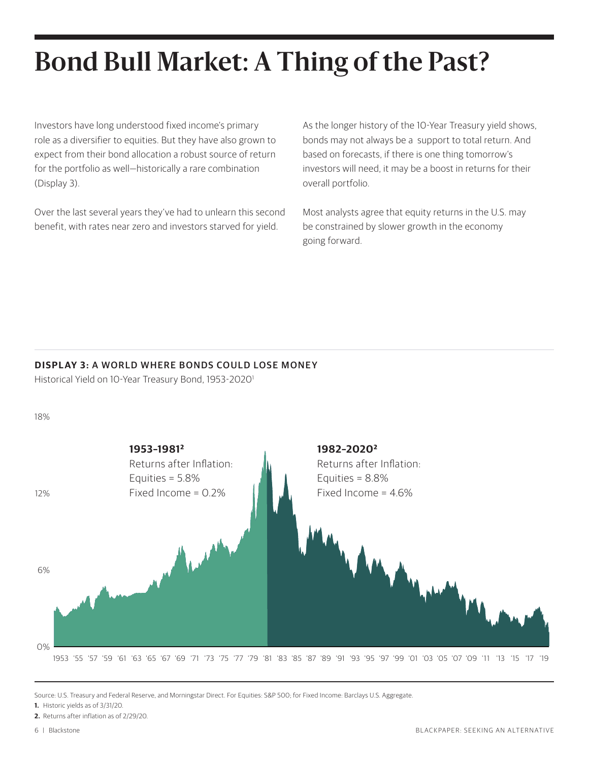# Bond Bull Market: A Thing of the Past?

Investors have long understood fixed income's primary role as a diversifier to equities. But they have also grown to expect from their bond allocation a robust source of return for the portfolio as well—historically a rare combination (Display 3).

Over the last several years they've had to unlearn this second benefit, with rates near zero and investors starved for yield.

As the longer history of the 10-Year Treasury yield shows, bonds may not always be a support to total return. And based on forecasts, if there is one thing tomorrow's investors will need, it may be a boost in returns for their overall portfolio.

Most analysts agree that equity returns in the U.S. may be constrained by slower growth in the economy going forward.

**DISPLAY 3: A WORLD WHERE BONDS COULD LOSE MONEY**

Historical Yield on 10-Year Treasury Bond, 1953-2020[1]

**1953–1981[2]**
Returns after Inflation:
Equities = 5.8%
Fixed Income = 0.2%

**1982–2020[2]**
Returns after Inflation:
Equities = 8.8%
Fixed Income = 4.6%

Source: U.S. Treasury and Federal Reserve, and Morningstar Direct. For Equities: S&P 500; for Fixed Income: Barclays U.S. Aggregate.

**1.** Historic yields as of 3/31/20.

**2.** Returns after inflation as of 2/29/20.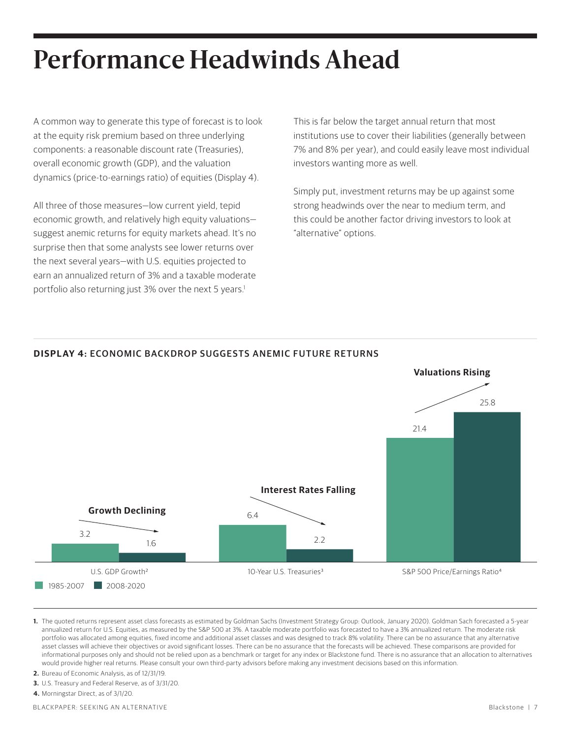# Performance Headwinds Ahead

A common way to generate this type of forecast is to look at the equity risk premium based on three underlying components: a reasonable discount rate (Treasuries), overall economic growth (GDP), and the valuation dynamics (price-to-earnings ratio) of equities (Display 4).

All three of those measures—low current yield, tepid economic growth, and relatively high equity valuations—suggest anemic returns for equity markets ahead. It's no surprise then that some analysts see lower returns over the next several years—with U.S. equities projected to earn an annualized return of 3% and a taxable moderate portfolio also returning just 3% over the next 5 years.[1]

This is far below the target annual return that most institutions use to cover their liabilities (generally between 7% and 8% per year), and could easily leave most individual investors wanting more as well.

Simply put, investment returns may be up against some strong headwinds over the near to medium term, and this could be another factor driving investors to look at "alternative" options.

**DISPLAY 4:** ECONOMIC BACKDROP SUGGESTS ANEMIC FUTURE RETURNS

| | 1985-2007 | 2008-2020 |
|---|---|---|
| U.S. GDP Growth[2] (Growth Declining) | 3.2 | 1.6 |
| 10-Year U.S. Treasuries[3] (Interest Rates Falling) | 6.4 | 2.2 |
| S&P 500 Price/Earnings Ratio[4] (Valuations Rising) | 21.4 | 25.8 |

1. The quoted returns represent asset class forecasts as estimated by Goldman Sachs (Investment Strategy Group: Outlook, January 2020). Goldman Sach forecasted a 5-year annualized return for U.S. Equities, as measured by the S&P 500 at 3%. A taxable moderate portfolio was forecasted to have a 3% annualized return. The moderate risk portfolio was allocated among equities, fixed income and additional asset classes and was designed to track 8% volatility. There can be no assurance that any alternative asset classes will achieve their objectives or avoid significant losses. There can be no assurance that the forecasts will be achieved. These comparisons are provided for informational purposes only and should not be relied upon as a benchmark or target for any index or Blackstone fund. There is no assurance that an allocation to alternatives would provide higher real returns. Please consult your own third-party advisors before making any investment decisions based on this information.
2. Bureau of Economic Analysis, as of 12/31/19.
3. U.S. Treasury and Federal Reserve, as of 3/31/20.
4. Morningstar Direct, as of 3/1/20.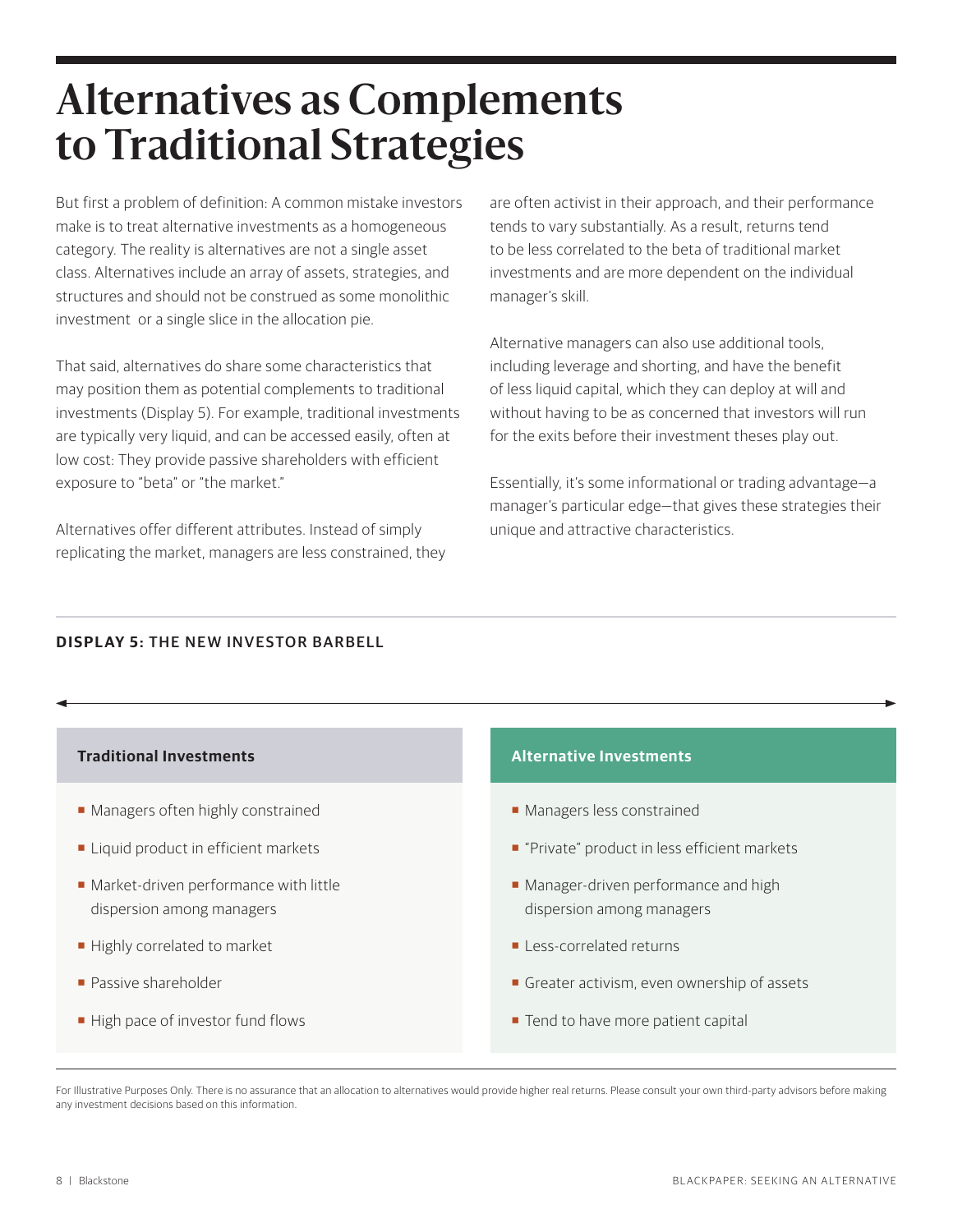# Alternatives as Complements to Traditional Strategies

But first a problem of definition: A common mistake investors make is to treat alternative investments as a homogeneous category. The reality is alternatives are not a single asset class. Alternatives include an array of assets, strategies, and structures and should not be construed as some monolithic investment or a single slice in the allocation pie.

That said, alternatives do share some characteristics that may position them as potential complements to traditional investments (Display 5). For example, traditional investments are typically very liquid, and can be accessed easily, often at low cost: They provide passive shareholders with efficient exposure to "beta" or "the market."

Alternatives offer different attributes. Instead of simply replicating the market, managers are less constrained, they are often activist in their approach, and their performance tends to vary substantially. As a result, returns tend to be less correlated to the beta of traditional market investments and are more dependent on the individual manager's skill.

Alternative managers can also use additional tools, including leverage and shorting, and have the benefit of less liquid capital, which they can deploy at will and without having to be as concerned that investors will run for the exits before their investment theses play out.

Essentially, it's some informational or trading advantage—a manager's particular edge—that gives these strategies their unique and attractive characteristics.

**DISPLAY 5:** THE NEW INVESTOR BARBELL

| Traditional Investments | Alternative Investments |
|---|---|
| Managers often highly constrained | Managers less constrained |
| Liquid product in efficient markets | "Private" product in less efficient markets |
| Market-driven performance with little dispersion among managers | Manager-driven performance and high dispersion among managers |
| Highly correlated to market | Less-correlated returns |
| Passive shareholder | Greater activism, even ownership of assets |
| High pace of investor fund flows | Tend to have more patient capital |

For Illustrative Purposes Only. There is no assurance that an allocation to alternatives would provide higher real returns. Please consult your own third-party advisors before making any investment decisions based on this information.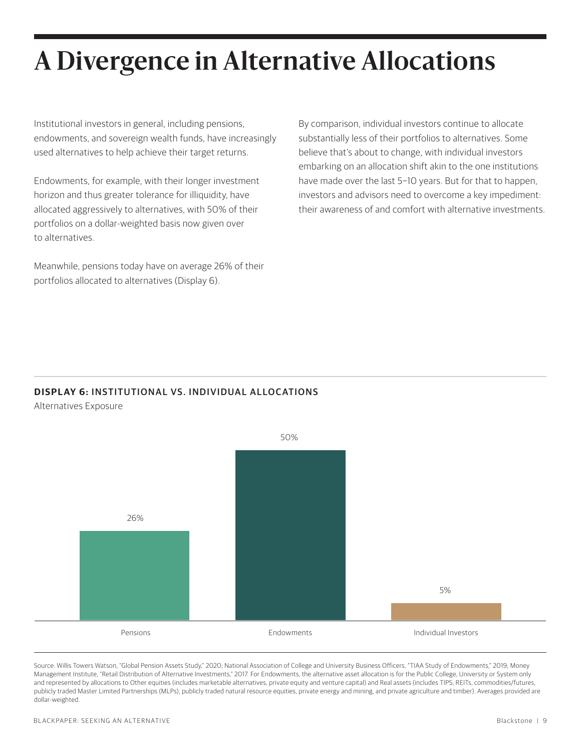# A Divergence in Alternative Allocations

Institutional investors in general, including pensions, endowments, and sovereign wealth funds, have increasingly used alternatives to help achieve their target returns.

Endowments, for example, with their longer investment horizon and thus greater tolerance for illiquidity, have allocated aggressively to alternatives, with 50% of their portfolios on a dollar-weighted basis now given over to alternatives.

Meanwhile, pensions today have on average 26% of their portfolios allocated to alternatives (Display 6).

By comparison, individual investors continue to allocate substantially less of their portfolios to alternatives. Some believe that's about to change, with individual investors embarking on an allocation shift akin to the one institutions have made over the last 5–10 years. But for that to happen, investors and advisors need to overcome a key impediment: their awareness of and comfort with alternative investments.

**DISPLAY 6: INSTITUTIONAL VS. INDIVIDUAL ALLOCATIONS**

Alternatives Exposure

| | Alternatives Exposure |
|---|---|
| Pensions | 26% |
| Endowments | 50% |
| Individual Investors | 5% |

Source: Willis Towers Watson, "Global Pension Assets Study," 2020; National Association of College and University Business Officers, "TIAA Study of Endowments," 2019; Money Management Institute, "Retail Distribution of Alternative Investments," 2017. For Endowments, the alternative asset allocation is for the Public College, University or System only and represented by allocations to Other equities (includes marketable alternatives, private equity and venture capital) and Real assets (includes TIPS, REITs, commodities/futures, publicly traded Master Limited Partnerships (MLPs), publicly traded natural resource equities, private energy and mining, and private agriculture and timber). Averages provided are dollar-weighted.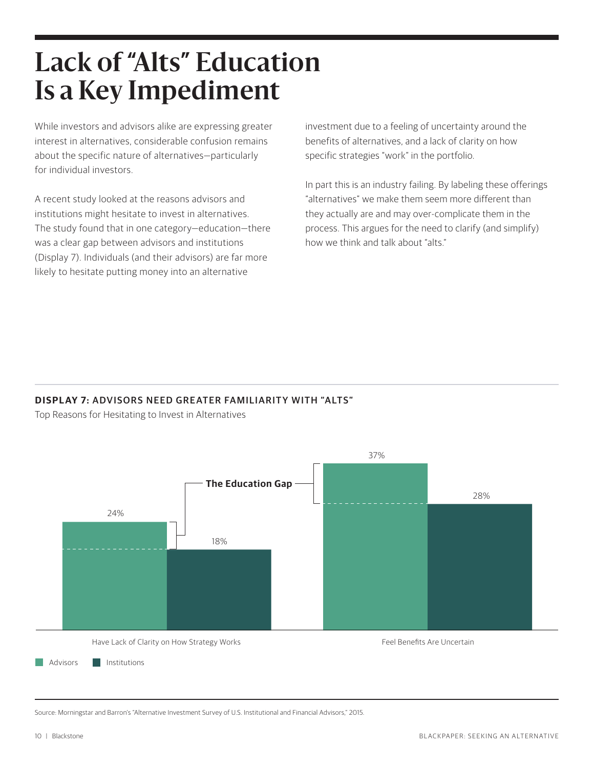# Lack of "Alts" Education Is a Key Impediment

While investors and advisors alike are expressing greater interest in alternatives, considerable confusion remains about the specific nature of alternatives—particularly for individual investors.

A recent study looked at the reasons advisors and institutions might hesitate to invest in alternatives. The study found that in one category—education—there was a clear gap between advisors and institutions (Display 7). Individuals (and their advisors) are far more likely to hesitate putting money into an alternative investment due to a feeling of uncertainty around the benefits of alternatives, and a lack of clarity on how specific strategies "work" in the portfolio.

In part this is an industry failing. By labeling these offerings "alternatives" we make them seem more different than they actually are and may over-complicate them in the process. This argues for the need to clarify (and simplify) how we think and talk about "alts."

**DISPLAY 7:** ADVISORS NEED GREATER FAMILIARITY WITH "ALTS"

Top Reasons for Hesitating to Invest in Alternatives

| | Advisors | Institutions |
|---|---|---|
| Have Lack of Clarity on How Strategy Works | 24% | 18% |
| Feel Benefits Are Uncertain | 37% | 28% |

The Education Gap

Source: Morningstar and Barron's "Alternative Investment Survey of U.S. Institutional and Financial Advisors," 2015.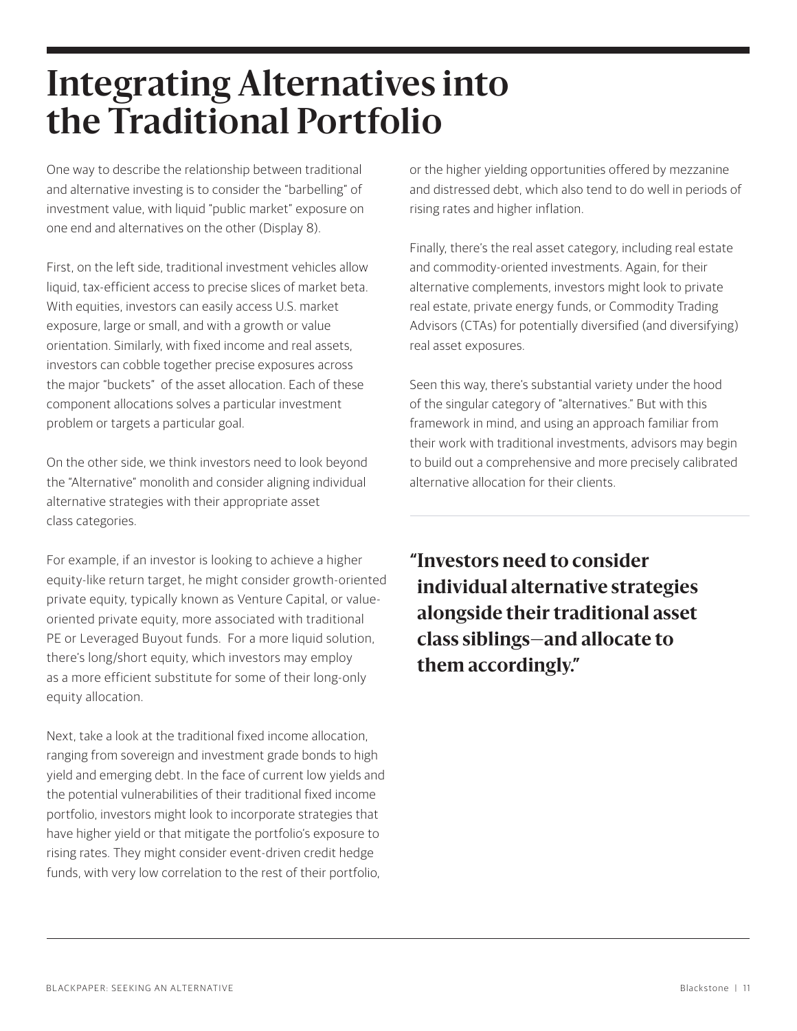# Integrating Alternatives into the Traditional Portfolio

One way to describe the relationship between traditional and alternative investing is to consider the "barbelling" of investment value, with liquid "public market" exposure on one end and alternatives on the other (Display 8).

First, on the left side, traditional investment vehicles allow liquid, tax-efficient access to precise slices of market beta. With equities, investors can easily access U.S. market exposure, large or small, and with a growth or value orientation. Similarly, with fixed income and real assets, investors can cobble together precise exposures across the major "buckets" of the asset allocation. Each of these component allocations solves a particular investment problem or targets a particular goal.

On the other side, we think investors need to look beyond the "Alternative" monolith and consider aligning individual alternative strategies with their appropriate asset class categories.

For example, if an investor is looking to achieve a higher equity-like return target, he might consider growth-oriented private equity, typically known as Venture Capital, or value-oriented private equity, more associated with traditional PE or Leveraged Buyout funds. For a more liquid solution, there's long/short equity, which investors may employ as a more efficient substitute for some of their long-only equity allocation.

Next, take a look at the traditional fixed income allocation, ranging from sovereign and investment grade bonds to high yield and emerging debt. In the face of current low yields and the potential vulnerabilities of their traditional fixed income portfolio, investors might look to incorporate strategies that have higher yield or that mitigate the portfolio's exposure to rising rates. They might consider event-driven credit hedge funds, with very low correlation to the rest of their portfolio, or the higher yielding opportunities offered by mezzanine and distressed debt, which also tend to do well in periods of rising rates and higher inflation.

Finally, there's the real asset category, including real estate and commodity-oriented investments. Again, for their alternative complements, investors might look to private real estate, private energy funds, or Commodity Trading Advisors (CTAs) for potentially diversified (and diversifying) real asset exposures.

Seen this way, there's substantial variety under the hood of the singular category of "alternatives." But with this framework in mind, and using an approach familiar from their work with traditional investments, advisors may begin to build out a comprehensive and more precisely calibrated alternative allocation for their clients.

> **"Investors need to consider individual alternative strategies alongside their traditional asset class siblings—and allocate to them accordingly."**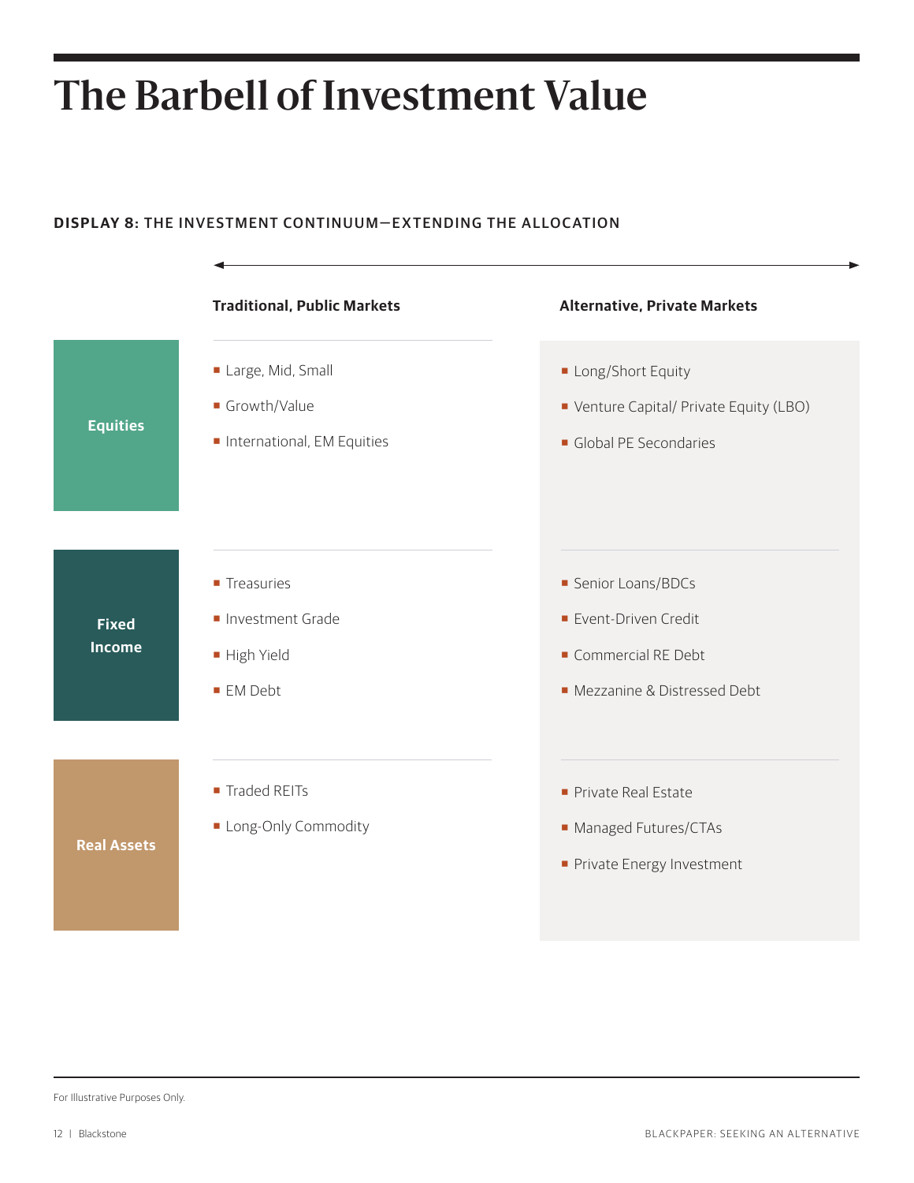# The Barbell of Investment Value

**DISPLAY 8: THE INVESTMENT CONTINUUM—EXTENDING THE ALLOCATION**

| | Traditional, Public Markets | Alternative, Private Markets |
|---|---|---|
| **Equities** | Large, Mid, Small<br>Growth/Value<br>International, EM Equities | Long/Short Equity<br>Venture Capital/ Private Equity (LBO)<br>Global PE Secondaries |
| **Fixed Income** | Treasuries<br>Investment Grade<br>High Yield<br>EM Debt | Senior Loans/BDCs<br>Event-Driven Credit<br>Commercial RE Debt<br>Mezzanine & Distressed Debt |
| **Real Assets** | Traded REITs<br>Long-Only Commodity | Private Real Estate<br>Managed Futures/CTAs<br>Private Energy Investment |

For Illustrative Purposes Only.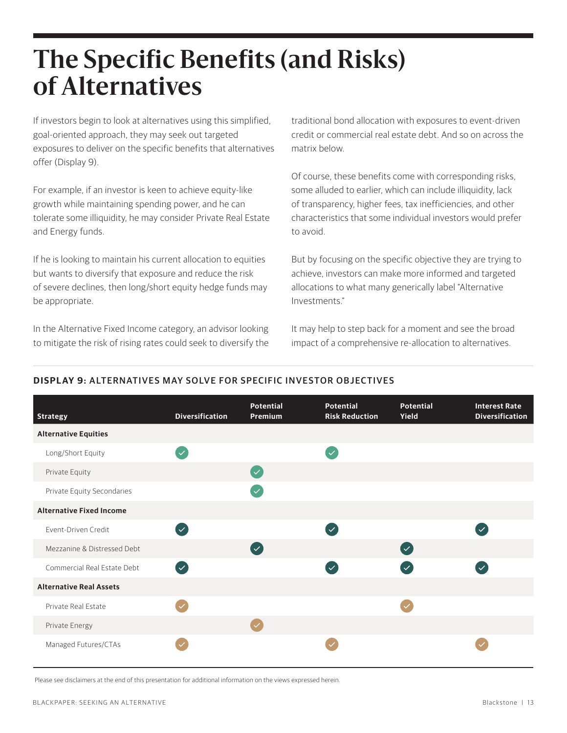# The Specific Benefits (and Risks) of Alternatives

If investors begin to look at alternatives using this simplified, goal-oriented approach, they may seek out targeted exposures to deliver on the specific benefits that alternatives offer (Display 9).

For example, if an investor is keen to achieve equity-like growth while maintaining spending power, and he can tolerate some illiquidity, he may consider Private Real Estate and Energy funds.

If he is looking to maintain his current allocation to equities but wants to diversify that exposure and reduce the risk of severe declines, then long/short equity hedge funds may be appropriate.

In the Alternative Fixed Income category, an advisor looking to mitigate the risk of rising rates could seek to diversify the traditional bond allocation with exposures to event-driven credit or commercial real estate debt. And so on across the matrix below.

Of course, these benefits come with corresponding risks, some alluded to earlier, which can include illiquidity, lack of transparency, higher fees, tax inefficiencies, and other characteristics that some individual investors would prefer to avoid.

But by focusing on the specific objective they are trying to achieve, investors can make more informed and targeted allocations to what many generically label "Alternative Investments."

It may help to step back for a moment and see the broad impact of a comprehensive re-allocation to alternatives.

**DISPLAY 9:** ALTERNATIVES MAY SOLVE FOR SPECIFIC INVESTOR OBJECTIVES

| Strategy | Diversification | Potential Premium | Potential Risk Reduction | Potential Yield | Interest Rate Diversification |
|---|---|---|---|---|---|
| **Alternative Equities** | | | | | |
| Long/Short Equity | ✓ | | ✓ | | |
| Private Equity | | ✓ | | | |
| Private Equity Secondaries | | ✓ | | | |
| **Alternative Fixed Income** | | | | | |
| Event-Driven Credit | ✓ | | ✓ | | ✓ |
| Mezzanine & Distressed Debt | | ✓ | | ✓ | |
| Commercial Real Estate Debt | ✓ | | ✓ | ✓ | ✓ |
| **Alternative Real Assets** | | | | | |
| Private Real Estate | ✓ | | | ✓ | |
| Private Energy | | ✓ | | | |
| Managed Futures/CTAs | ✓ | | ✓ | | ✓ |

Please see disclaimers at the end of this presentation for additional information on the views expressed herein.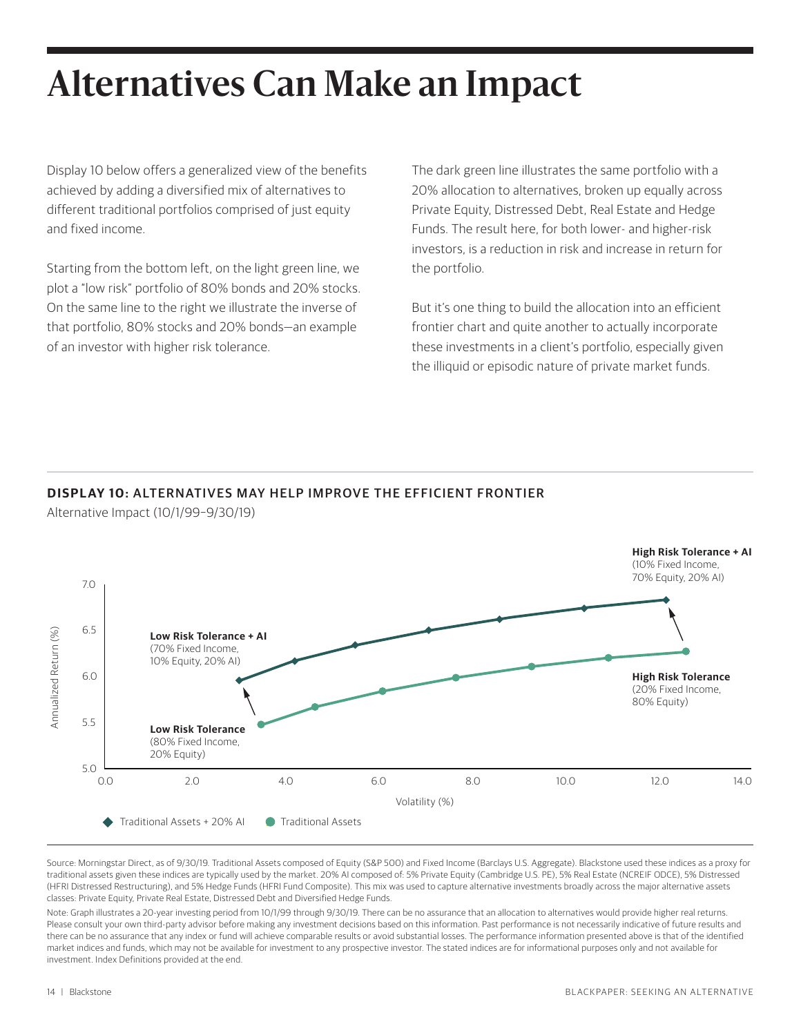# Alternatives Can Make an Impact

Display 10 below offers a generalized view of the benefits achieved by adding a diversified mix of alternatives to different traditional portfolios comprised of just equity and fixed income.

Starting from the bottom left, on the light green line, we plot a "low risk" portfolio of 80% bonds and 20% stocks. On the same line to the right we illustrate the inverse of that portfolio, 80% stocks and 20% bonds—an example of an investor with higher risk tolerance.

The dark green line illustrates the same portfolio with a 20% allocation to alternatives, broken up equally across Private Equity, Distressed Debt, Real Estate and Hedge Funds. The result here, for both lower- and higher-risk investors, is a reduction in risk and increase in return for the portfolio.

But it's one thing to build the allocation into an efficient frontier chart and quite another to actually incorporate these investments in a client's portfolio, especially given the illiquid or episodic nature of private market funds.

**DISPLAY 10:** ALTERNATIVES MAY HELP IMPROVE THE EFFICIENT FRONTIER

Alternative Impact (10/1/99–9/30/19)

**High Risk Tolerance + AI** (10% Fixed Income, 70% Equity, 20% AI)

**Low Risk Tolerance + AI** (70% Fixed Income, 10% Equity, 20% AI)

**High Risk Tolerance** (20% Fixed Income, 80% Equity)

**Low Risk Tolerance** (80% Fixed Income, 20% Equity)

Annualized Return (%) vs. Volatility (%)

◆ Traditional Assets + 20% AI ● Traditional Assets

Source: Morningstar Direct, as of 9/30/19. Traditional Assets composed of Equity (S&P 500) and Fixed Income (Barclays U.S. Aggregate). Blackstone used these indices as a proxy for traditional assets given these indices are typically used by the market. 20% AI composed of: 5% Private Equity (Cambridge U.S. PE), 5% Real Estate (NCREIF ODCE), 5% Distressed (HFRI Distressed Restructuring), and 5% Hedge Funds (HFRI Fund Composite). This mix was used to capture alternative investments broadly across the major alternative assets classes: Private Equity, Private Real Estate, Distressed Debt and Diversified Hedge Funds.

Note: Graph illustrates a 20-year investing period from 10/1/99 through 9/30/19. There can be no assurance that an allocation to alternatives would provide higher real returns. Please consult your own third-party advisor before making any investment decisions based on this information. Past performance is not necessarily indicative of future results and there can be no assurance that any index or fund will achieve comparable results or avoid substantial losses. The performance information presented above is that of the identified market indices and funds, which may not be available for investment to any prospective investor. The stated indices are for informational purposes only and not available for investment. Index Definitions provided at the end.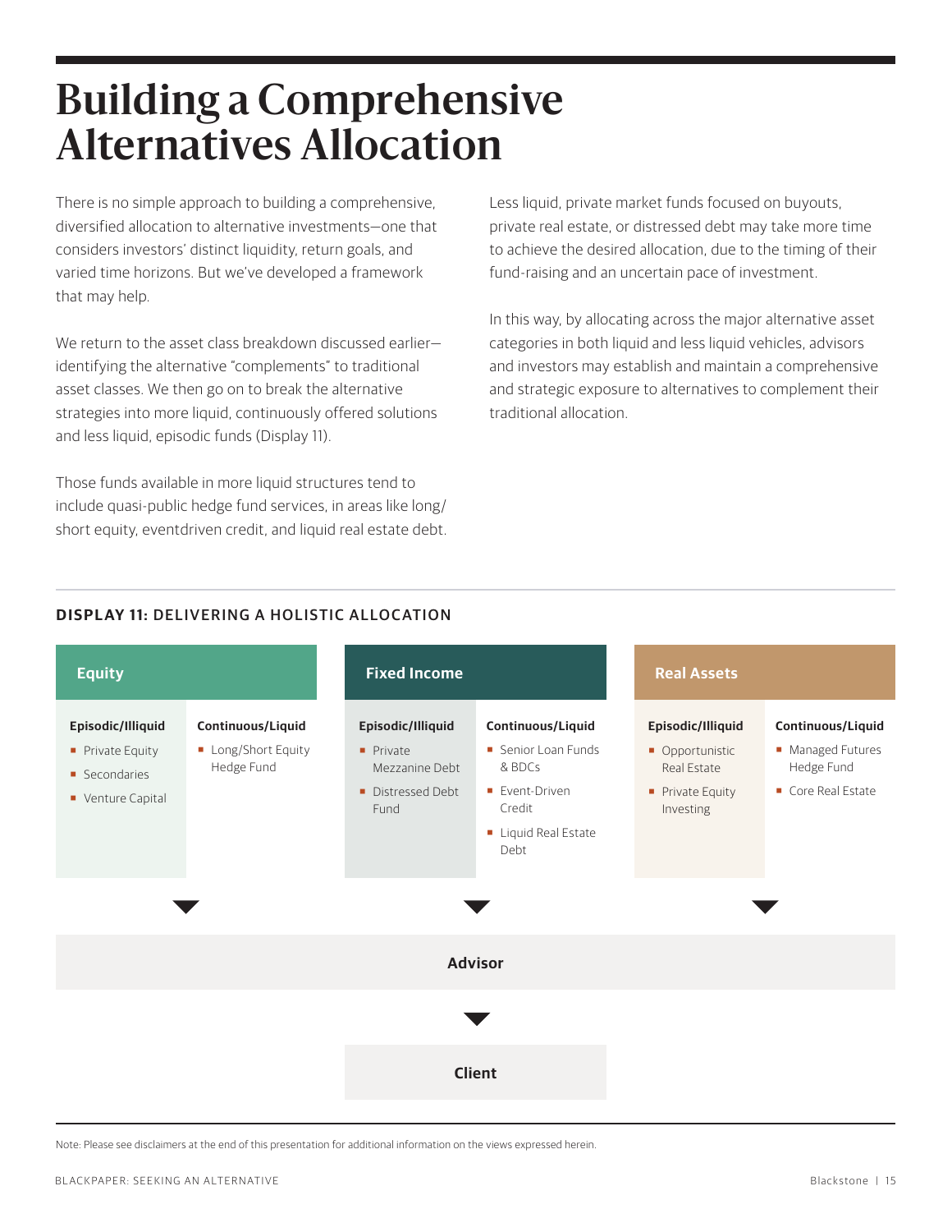# Building a Comprehensive Alternatives Allocation

There is no simple approach to building a comprehensive, diversified allocation to alternative investments—one that considers investors' distinct liquidity, return goals, and varied time horizons. But we've developed a framework that may help.

We return to the asset class breakdown discussed earlier—identifying the alternative "complements" to traditional asset classes. We then go on to break the alternative strategies into more liquid, continuously offered solutions and less liquid, episodic funds (Display 11).

Those funds available in more liquid structures tend to include quasi-public hedge fund services, in areas like long/short equity, eventdriven credit, and liquid real estate debt.

Less liquid, private market funds focused on buyouts, private real estate, or distressed debt may take more time to achieve the desired allocation, due to the timing of their fund-raising and an uncertain pace of investment.

In this way, by allocating across the major alternative asset categories in both liquid and less liquid vehicles, advisors and investors may establish and maintain a comprehensive and strategic exposure to alternatives to complement their traditional allocation.

**DISPLAY 11: DELIVERING A HOLISTIC ALLOCATION**

| Equity | | Fixed Income | | Real Assets | |
|---|---|---|---|---|---|
| **Episodic/Illiquid** | **Continuous/Liquid** | **Episodic/Illiquid** | **Continuous/Liquid** | **Episodic/Illiquid** | **Continuous/Liquid** |
| Private Equity | Long/Short Equity Hedge Fund | Private Mezzanine Debt | Senior Loan Funds & BDCs | Opportunistic Real Estate | Managed Futures Hedge Fund |
| Secondaries | | Distressed Debt Fund | Event-Driven Credit | Private Equity Investing | Core Real Estate |
| Venture Capital | | | Liquid Real Estate Debt | | |

↓

**Advisor**

↓

**Client**

Note: Please see disclaimers at the end of this presentation for additional information on the views expressed herein.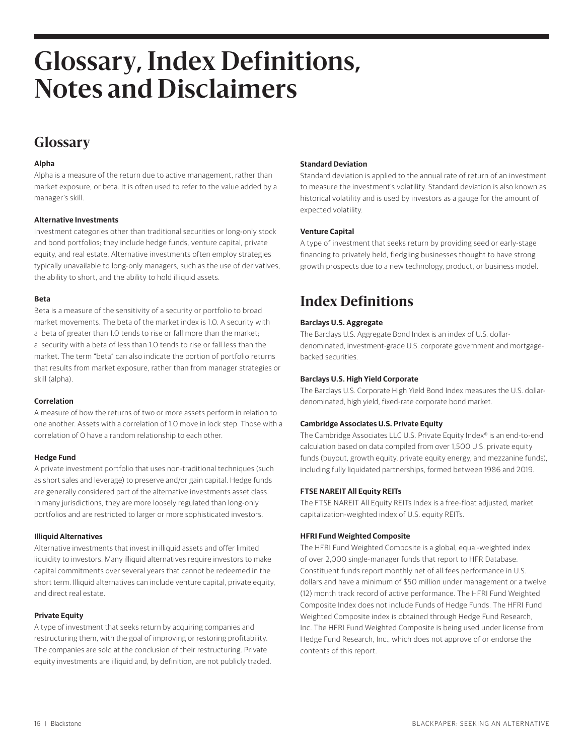# Glossary, Index Definitions, Notes and Disclaimers

## Glossary

**Alpha**

Alpha is a measure of the return due to active management, rather than market exposure, or beta. It is often used to refer to the value added by a manager's skill.

**Alternative Investments**

Investment categories other than traditional securities or long-only stock and bond portfolios; they include hedge funds, venture capital, private equity, and real estate. Alternative investments often employ strategies typically unavailable to long-only managers, such as the use of derivatives, the ability to short, and the ability to hold illiquid assets.

**Beta**

Beta is a measure of the sensitivity of a security or portfolio to broad market movements. The beta of the market index is 1.0. A security with a beta of greater than 1.0 tends to rise or fall more than the market; a security with a beta of less than 1.0 tends to rise or fall less than the market. The term "beta" can also indicate the portion of portfolio returns that results from market exposure, rather than from manager strategies or skill (alpha).

**Correlation**

A measure of how the returns of two or more assets perform in relation to one another. Assets with a correlation of 1.0 move in lock step. Those with a correlation of 0 have a random relationship to each other.

**Hedge Fund**

A private investment portfolio that uses non-traditional techniques (such as short sales and leverage) to preserve and/or gain capital. Hedge funds are generally considered part of the alternative investments asset class. In many jurisdictions, they are more loosely regulated than long-only portfolios and are restricted to larger or more sophisticated investors.

**Illiquid Alternatives**

Alternative investments that invest in illiquid assets and offer limited liquidity to investors. Many illiquid alternatives require investors to make capital commitments over several years that cannot be redeemed in the short term. Illiquid alternatives can include venture capital, private equity, and direct real estate.

**Private Equity**

A type of investment that seeks return by acquiring companies and restructuring them, with the goal of improving or restoring profitability. The companies are sold at the conclusion of their restructuring. Private equity investments are illiquid and, by definition, are not publicly traded.

**Standard Deviation**

Standard deviation is applied to the annual rate of return of an investment to measure the investment's volatility. Standard deviation is also known as historical volatility and is used by investors as a gauge for the amount of expected volatility.

**Venture Capital**

A type of investment that seeks return by providing seed or early-stage financing to privately held, fledgling businesses thought to have strong growth prospects due to a new technology, product, or business model.

## Index Definitions

**Barclays U.S. Aggregate**

The Barclays U.S. Aggregate Bond Index is an index of U.S. dollar-denominated, investment-grade U.S. corporate government and mortgage-backed securities.

**Barclays U.S. High Yield Corporate**

The Barclays U.S. Corporate High Yield Bond Index measures the U.S. dollar-denominated, high yield, fixed-rate corporate bond market.

**Cambridge Associates U.S. Private Equity**

The Cambridge Associates LLC U.S. Private Equity Index® is an end-to-end calculation based on data compiled from over 1,500 U.S. private equity funds (buyout, growth equity, private equity energy, and mezzanine funds), including fully liquidated partnerships, formed between 1986 and 2019.

**FTSE NAREIT All Equity REITs**

The FTSE NAREIT All Equity REITs Index is a free-float adjusted, market capitalization-weighted index of U.S. equity REITs.

**HFRI Fund Weighted Composite**

The HFRI Fund Weighted Composite is a global, equal-weighted index of over 2,000 single-manager funds that report to HFR Database. Constituent funds report monthly net of all fees performance in U.S. dollars and have a minimum of $50 million under management or a twelve (12) month track record of active performance. The HFRI Fund Weighted Composite Index does not include Funds of Hedge Funds. The HFRI Fund Weighted Composite index is obtained through Hedge Fund Research, Inc. The HFRI Fund Weighted Composite is being used under license from Hedge Fund Research, Inc., which does not approve of or endorse the contents of this report.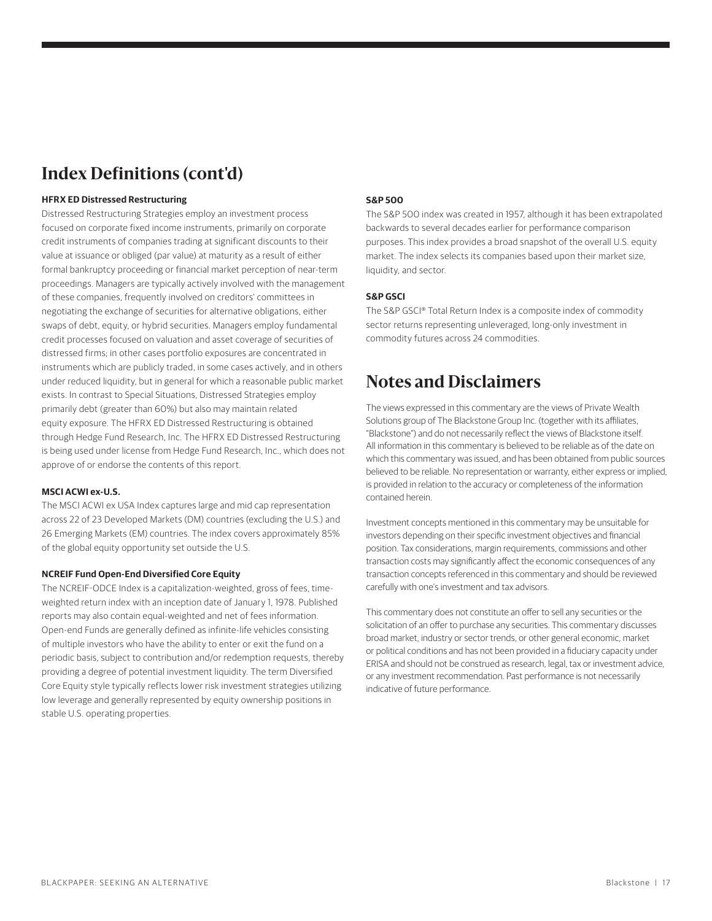## Index Definitions (cont'd)

**HFRX ED Distressed Restructuring**

Distressed Restructuring Strategies employ an investment process focused on corporate fixed income instruments, primarily on corporate credit instruments of companies trading at significant discounts to their value at issuance or obliged (par value) at maturity as a result of either formal bankruptcy proceeding or financial market perception of near-term proceedings. Managers are typically actively involved with the management of these companies, frequently involved on creditors' committees in negotiating the exchange of securities for alternative obligations, either swaps of debt, equity, or hybrid securities. Managers employ fundamental credit processes focused on valuation and asset coverage of securities of distressed firms; in other cases portfolio exposures are concentrated in instruments which are publicly traded, in some cases actively, and in others under reduced liquidity, but in general for which a reasonable public market exists. In contrast to Special Situations, Distressed Strategies employ primarily debt (greater than 60%) but also may maintain related equity exposure. The HFRX ED Distressed Restructuring is obtained through Hedge Fund Research, Inc. The HFRX ED Distressed Restructuring is being used under license from Hedge Fund Research, Inc., which does not approve of or endorse the contents of this report.

**MSCI ACWI ex-U.S.**

The MSCI ACWI ex USA Index captures large and mid cap representation across 22 of 23 Developed Markets (DM) countries (excluding the U.S.) and 26 Emerging Markets (EM) countries. The index covers approximately 85% of the global equity opportunity set outside the U.S.

**NCREIF Fund Open-End Diversified Core Equity**

The NCREIF-ODCE Index is a capitalization-weighted, gross of fees, time-weighted return index with an inception date of January 1, 1978. Published reports may also contain equal-weighted and net of fees information. Open-end Funds are generally defined as infinite-life vehicles consisting of multiple investors who have the ability to enter or exit the fund on a periodic basis, subject to contribution and/or redemption requests, thereby providing a degree of potential investment liquidity. The term Diversified Core Equity style typically reflects lower risk investment strategies utilizing low leverage and generally represented by equity ownership positions in stable U.S. operating properties.

**S&P 500**

The S&P 500 index was created in 1957, although it has been extrapolated backwards to several decades earlier for performance comparison purposes. This index provides a broad snapshot of the overall U.S. equity market. The index selects its companies based upon their market size, liquidity, and sector.

**S&P GSCI**

The S&P GSCI® Total Return Index is a composite index of commodity sector returns representing unleveraged, long-only investment in commodity futures across 24 commodities.

## Notes and Disclaimers

The views expressed in this commentary are the views of Private Wealth Solutions group of The Blackstone Group Inc. (together with its affiliates, "Blackstone") and do not necessarily reflect the views of Blackstone itself. All information in this commentary is believed to be reliable as of the date on which this commentary was issued, and has been obtained from public sources believed to be reliable. No representation or warranty, either express or implied, is provided in relation to the accuracy or completeness of the information contained herein.

Investment concepts mentioned in this commentary may be unsuitable for investors depending on their specific investment objectives and financial position. Tax considerations, margin requirements, commissions and other transaction costs may significantly affect the economic consequences of any transaction concepts referenced in this commentary and should be reviewed carefully with one's investment and tax advisors.

This commentary does not constitute an offer to sell any securities or the solicitation of an offer to purchase any securities. This commentary discusses broad market, industry or sector trends, or other general economic, market or political conditions and has not been provided in a fiduciary capacity under ERISA and should not be construed as research, legal, tax or investment advice, or any investment recommendation. Past performance is not necessarily indicative of future performance.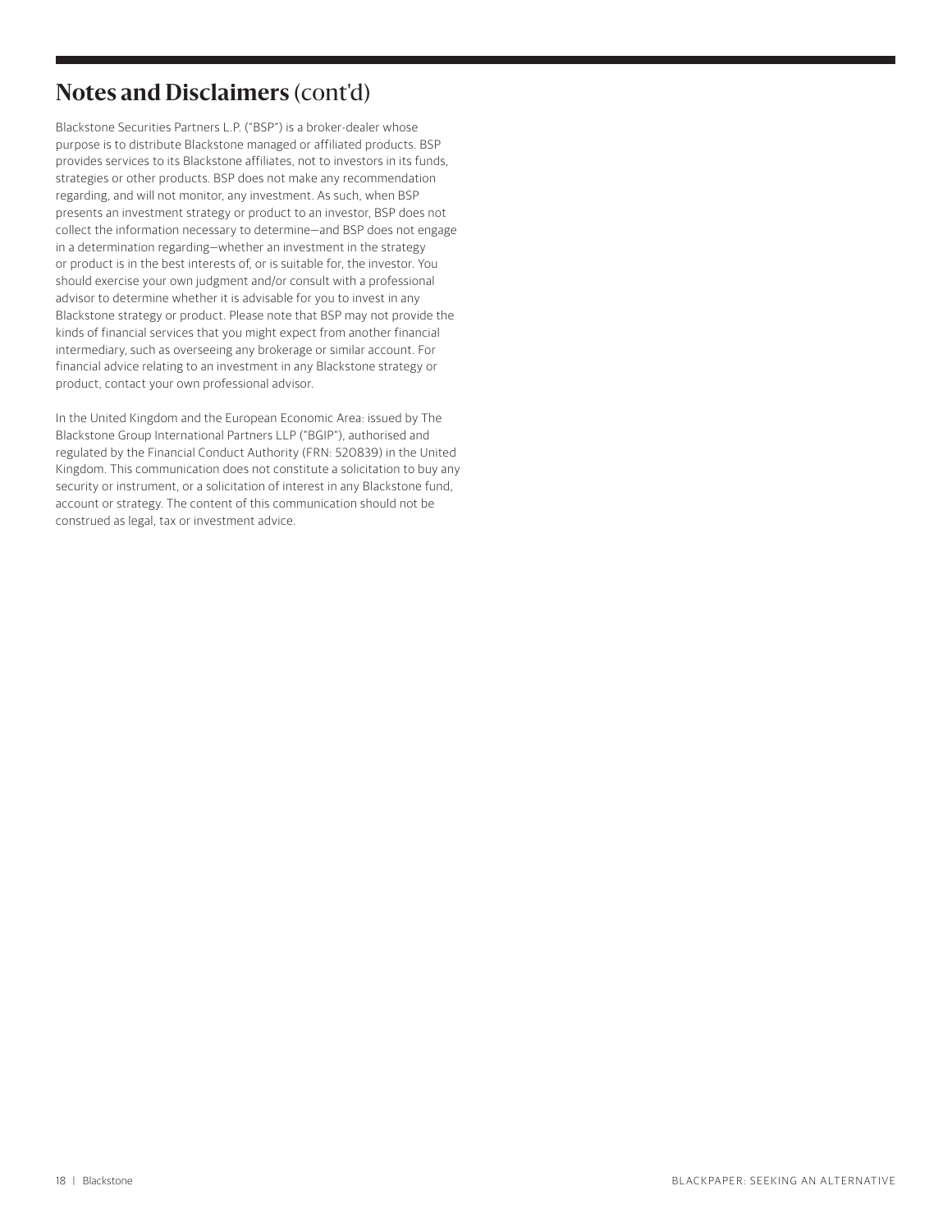## Notes and Disclaimers (cont'd)

Blackstone Securities Partners L.P. ("BSP") is a broker-dealer whose purpose is to distribute Blackstone managed or affiliated products. BSP provides services to its Blackstone affiliates, not to investors in its funds, strategies or other products. BSP does not make any recommendation regarding, and will not monitor, any investment. As such, when BSP presents an investment strategy or product to an investor, BSP does not collect the information necessary to determine—and BSP does not engage in a determination regarding—whether an investment in the strategy or product is in the best interests of, or is suitable for, the investor. You should exercise your own judgment and/or consult with a professional advisor to determine whether it is advisable for you to invest in any Blackstone strategy or product. Please note that BSP may not provide the kinds of financial services that you might expect from another financial intermediary, such as overseeing any brokerage or similar account. For financial advice relating to an investment in any Blackstone strategy or product, contact your own professional advisor.

In the United Kingdom and the European Economic Area: issued by The Blackstone Group International Partners LLP ("BGIP"), authorised and regulated by the Financial Conduct Authority (FRN: 520839) in the United Kingdom. This communication does not constitute a solicitation to buy any security or instrument, or a solicitation of interest in any Blackstone fund, account or strategy. The content of this communication should not be construed as legal, tax or investment advice.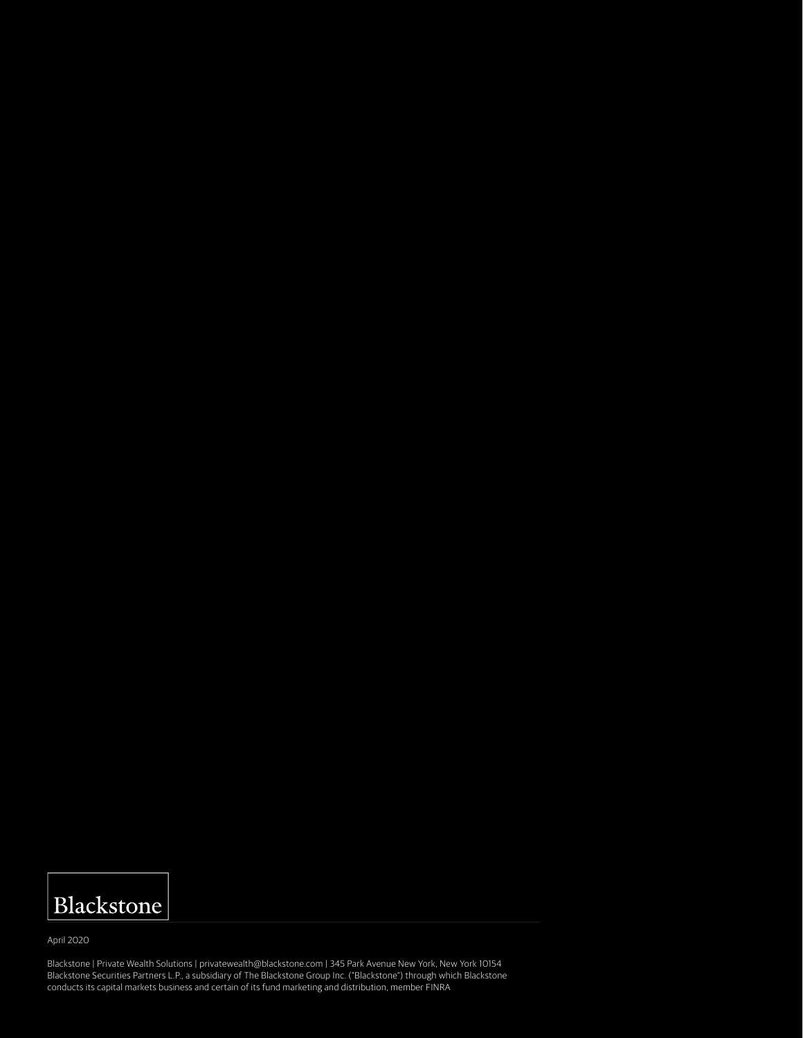Blackstone

April 2020

Blackstone | Private Wealth Solutions | privatewealth@blackstone.com | 345 Park Avenue New York, New York 10154
Blackstone Securities Partners L.P., a subsidiary of The Blackstone Group Inc. ("Blackstone") through which Blackstone conducts its capital markets business and certain of its fund marketing and distribution, member FINRA